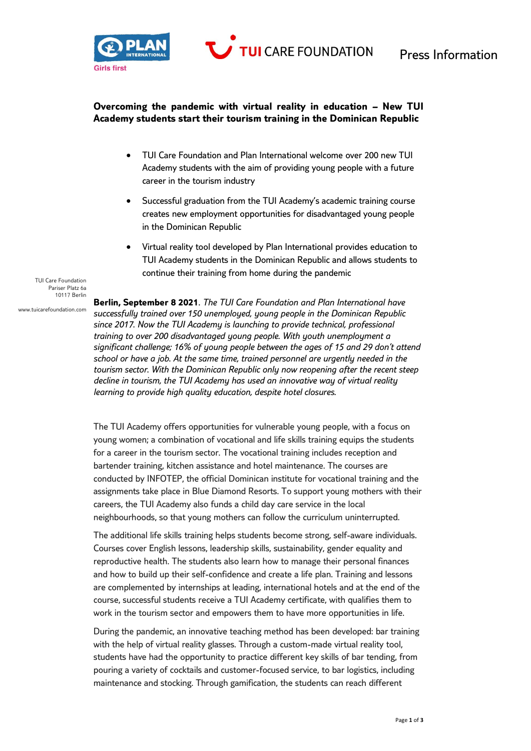Press Information

# Overcoming the pandemic with virtual reality in education – New TUI Academy students start their tourism training in the Dominican Republic

- TUI Care Foundation and Plan International welcome over 200 new TUI Academy students with the aim of providing young people with a future career in the tourism industry
- Successful graduation from the TUI Academy's academic training course creates new employment opportunities for disadvantaged young people in the Dominican Republic
- Virtual reality tool developed by Plan International provides education to TUI Academy students in the Dominican Republic and allows students to continue their training from home during the pandemic

TUI Care Foundation
Pariser Platz 6a
10117 Berlin

www.tuicarefoundation.com

**Berlin, September 8 2021**. *The TUI Care Foundation and Plan International have successfully trained over 150 unemployed, young people in the Dominican Republic since 2017. Now the TUI Academy is launching to provide technical, professional training to over 200 disadvantaged young people. With youth unemployment a significant challenge; 16% of young people between the ages of 15 and 29 don't attend school or have a job. At the same time, trained personnel are urgently needed in the tourism sector. With the Dominican Republic only now reopening after the recent steep decline in tourism, the TUI Academy has used an innovative way of virtual reality learning to provide high quality education, despite hotel closures.*

The TUI Academy offers opportunities for vulnerable young people, with a focus on young women; a combination of vocational and life skills training equips the students for a career in the tourism sector. The vocational training includes reception and bartender training, kitchen assistance and hotel maintenance. The courses are conducted by INFOTEP, the official Dominican institute for vocational training and the assignments take place in Blue Diamond Resorts. To support young mothers with their careers, the TUI Academy also funds a child day care service in the local neighbourhoods, so that young mothers can follow the curriculum uninterrupted.

The additional life skills training helps students become strong, self-aware individuals. Courses cover English lessons, leadership skills, sustainability, gender equality and reproductive health. The students also learn how to manage their personal finances and how to build up their self-confidence and create a life plan. Training and lessons are complemented by internships at leading, international hotels and at the end of the course, successful students receive a TUI Academy certificate, with qualifies them to work in the tourism sector and empowers them to have more opportunities in life.

During the pandemic, an innovative teaching method has been developed: bar training with the help of virtual reality glasses. Through a custom-made virtual reality tool, students have had the opportunity to practice different key skills of bar tending, from pouring a variety of cocktails and customer-focused service, to bar logistics, including maintenance and stocking. Through gamification, the students can reach different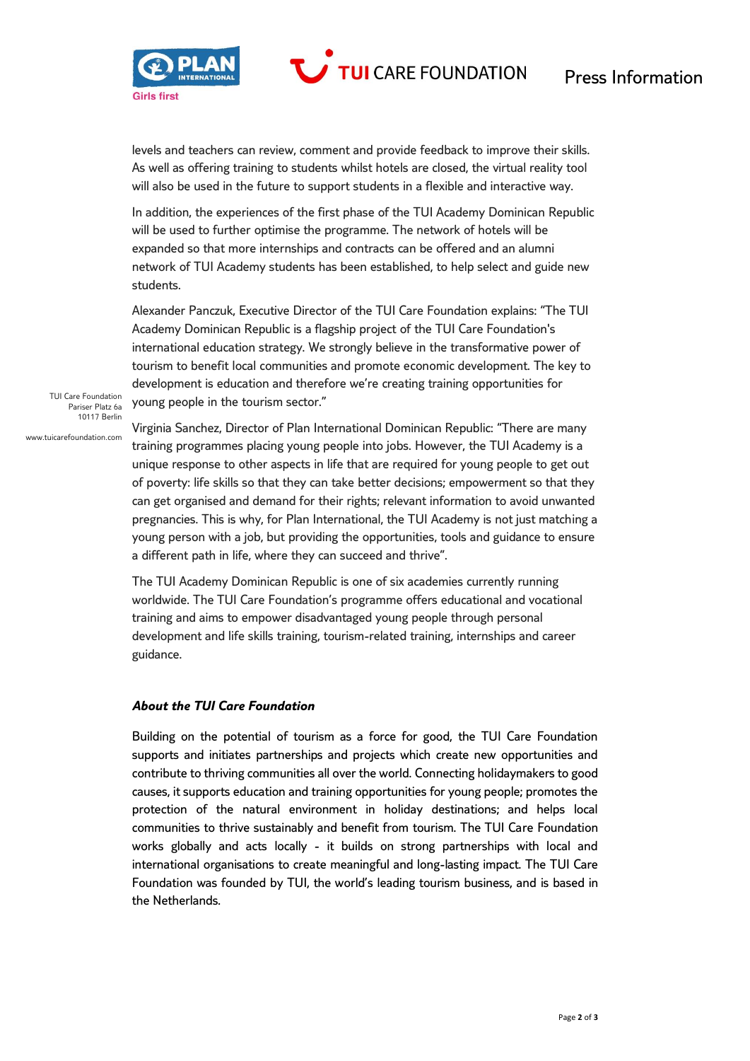levels and teachers can review, comment and provide feedback to improve their skills. As well as offering training to students whilst hotels are closed, the virtual reality tool will also be used in the future to support students in a flexible and interactive way.

In addition, the experiences of the first phase of the TUI Academy Dominican Republic will be used to further optimise the programme. The network of hotels will be expanded so that more internships and contracts can be offered and an alumni network of TUI Academy students has been established, to help select and guide new students.

Alexander Panczuk, Executive Director of the TUI Care Foundation explains: "The TUI Academy Dominican Republic is a flagship project of the TUI Care Foundation's international education strategy. We strongly believe in the transformative power of tourism to benefit local communities and promote economic development. The key to development is education and therefore we're creating training opportunities for young people in the tourism sector."

Virginia Sanchez, Director of Plan International Dominican Republic: "There are many training programmes placing young people into jobs. However, the TUI Academy is a unique response to other aspects in life that are required for young people to get out of poverty: life skills so that they can take better decisions; empowerment so that they can get organised and demand for their rights; relevant information to avoid unwanted pregnancies. This is why, for Plan International, the TUI Academy is not just matching a young person with a job, but providing the opportunities, tools and guidance to ensure a different path in life, where they can succeed and thrive".

The TUI Academy Dominican Republic is one of six academies currently running worldwide. The TUI Care Foundation's programme offers educational and vocational training and aims to empower disadvantaged young people through personal development and life skills training, tourism-related training, internships and career guidance.

***About the TUI Care Foundation***

Building on the potential of tourism as a force for good, the TUI Care Foundation supports and initiates partnerships and projects which create new opportunities and contribute to thriving communities all over the world. Connecting holidaymakers to good causes, it supports education and training opportunities for young people; promotes the protection of the natural environment in holiday destinations; and helps local communities to thrive sustainably and benefit from tourism. The TUI Care Foundation works globally and acts locally - it builds on strong partnerships with local and international organisations to create meaningful and long-lasting impact. The TUI Care Foundation was founded by TUI, the world's leading tourism business, and is based in the Netherlands.

TUI Care Foundation
Pariser Platz 6a
10117 Berlin

www.tuicarefoundation.com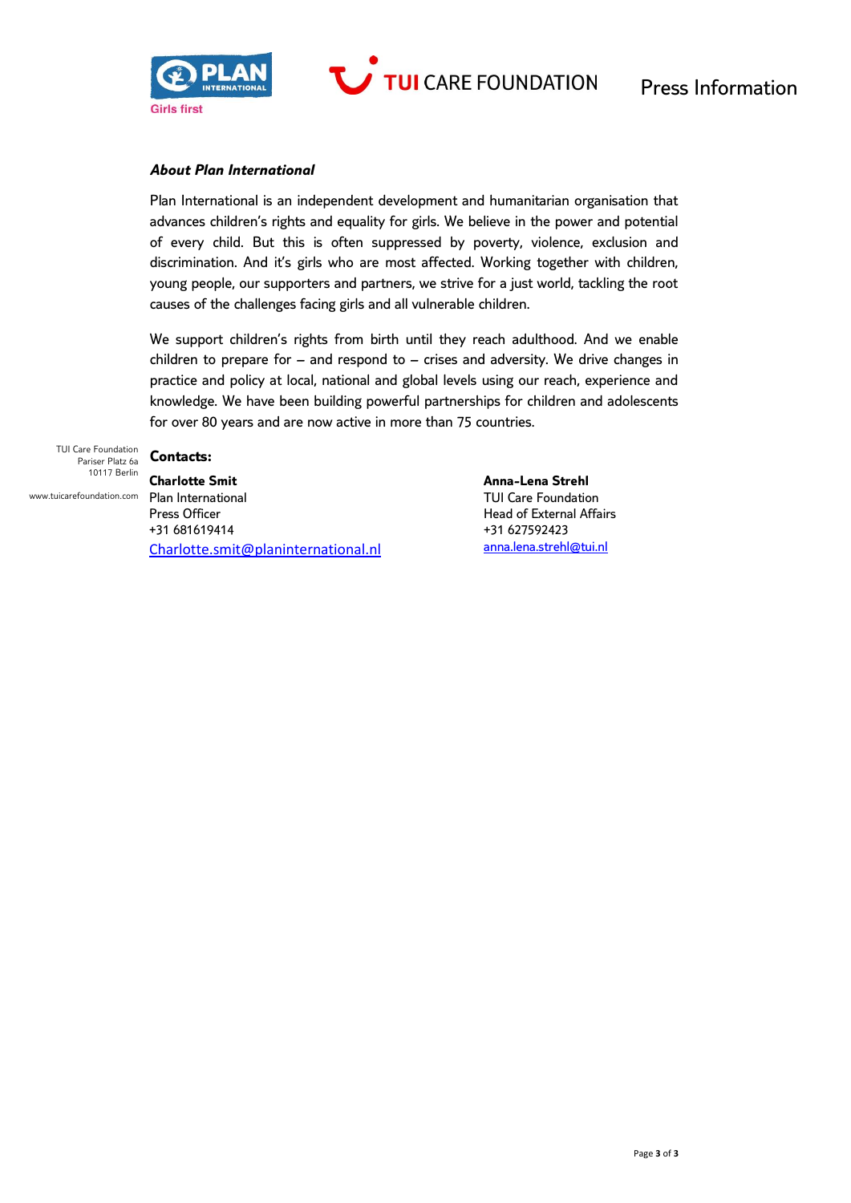### *About Plan International*

Plan International is an independent development and humanitarian organisation that advances children's rights and equality for girls. We believe in the power and potential of every child. But this is often suppressed by poverty, violence, exclusion and discrimination. And it's girls who are most affected. Working together with children, young people, our supporters and partners, we strive for a just world, tackling the root causes of the challenges facing girls and all vulnerable children.

We support children's rights from birth until they reach adulthood. And we enable children to prepare for – and respond to – crises and adversity. We drive changes in practice and policy at local, national and global levels using our reach, experience and knowledge. We have been building powerful partnerships for children and adolescents for over 80 years and are now active in more than 75 countries.

TUI Care Foundation
Pariser Platz 6a
10117 Berlin

www.tuicarefoundation.com

**Contacts:**

**Charlotte Smit**
Plan International
Press Officer
+31 681619414
Charlotte.smit@planinternational.nl

**Anna-Lena Strehl**
TUI Care Foundation
Head of External Affairs
+31 627592423
anna.lena.strehl@tui.nl